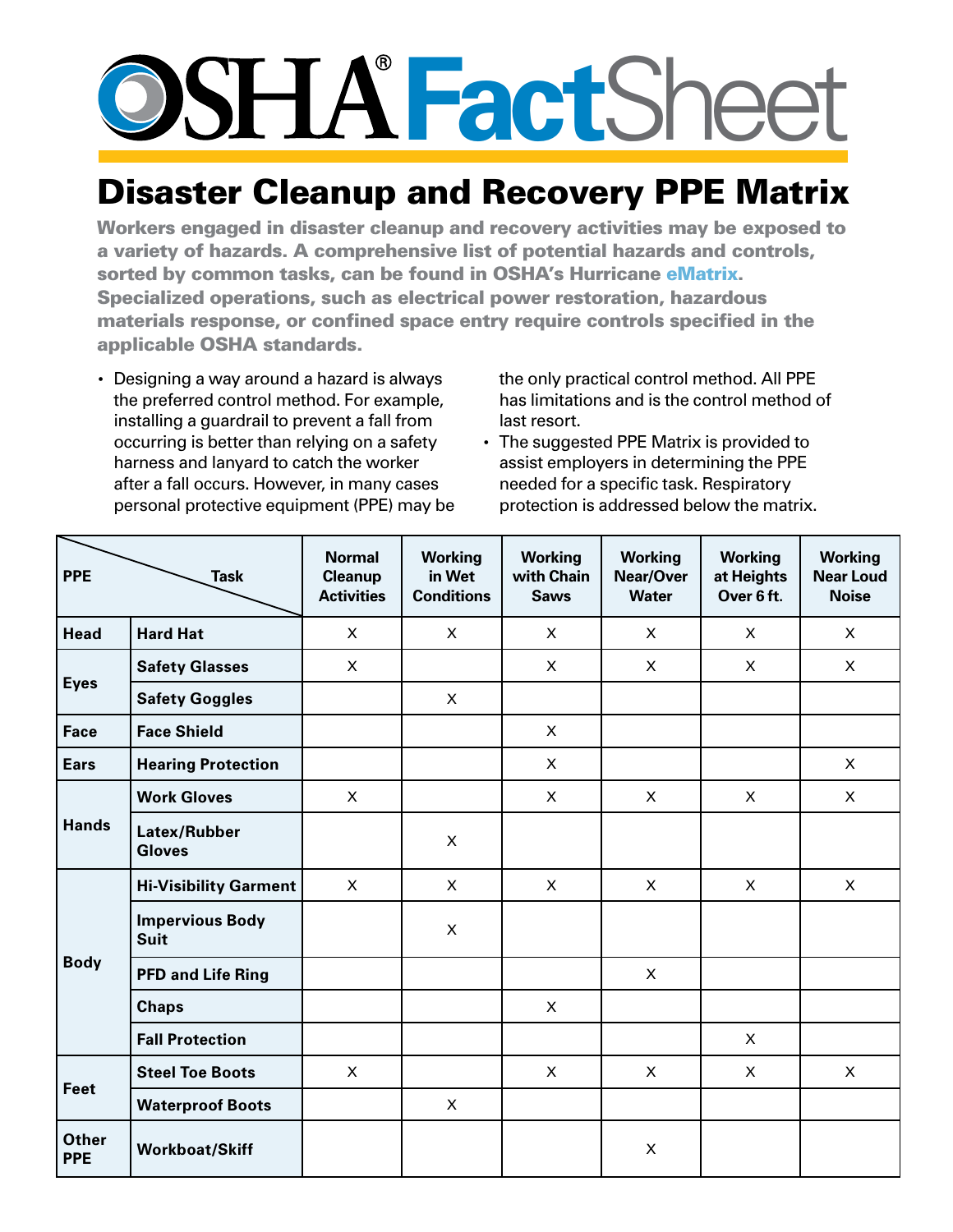# OSHA® FactSheet

## Disaster Cleanup and Recovery PPE Matrix

**Workers engaged in disaster cleanup and recovery activities may be exposed to a variety of hazards. A comprehensive list of potential hazards and controls, sorted by common tasks, can be found in OSHA's Hurricane eMatrix. Specialized operations, such as electrical power restoration, hazardous materials response, or confined space entry require controls specified in the applicable OSHA standards.**

- Designing a way around a hazard is always the preferred control method. For example, installing a guardrail to prevent a fall from occurring is better than relying on a safety harness and lanyard to catch the worker after a fall occurs. However, in many cases personal protective equipment (PPE) may be the only practical control method. All PPE has limitations and is the control method of last resort.
- The suggested PPE Matrix is provided to assist employers in determining the PPE needed for a specific task. Respiratory protection is addressed below the matrix.

| PPE | Task | Normal Cleanup Activities | Working in Wet Conditions | Working with Chain Saws | Working Near/Over Water | Working at Heights Over 6 ft. | Working Near Loud Noise |
|---|---|---|---|---|---|---|---|
| **Head** | **Hard Hat** | X | X | X | X | X | X |
| **Eyes** | **Safety Glasses** | X | | X | X | X | X |
| | **Safety Goggles** | | X | | | | |
| **Face** | **Face Shield** | | | X | | | |
| **Ears** | **Hearing Protection** | | | X | | | X |
| **Hands** | **Work Gloves** | X | | X | X | X | X |
| | **Latex/Rubber Gloves** | | X | | | | |
| **Body** | **Hi-Visibility Garment** | X | X | X | X | X | X |
| | **Impervious Body Suit** | | X | | | | |
| | **PFD and Life Ring** | | | | X | | |
| | **Chaps** | | | X | | | |
| | **Fall Protection** | | | | | X | |
| **Feet** | **Steel Toe Boots** | X | | X | X | X | X |
| | **Waterproof Boots** | | X | | | | |
| **Other PPE** | **Workboat/Skiff** | | | | X | | |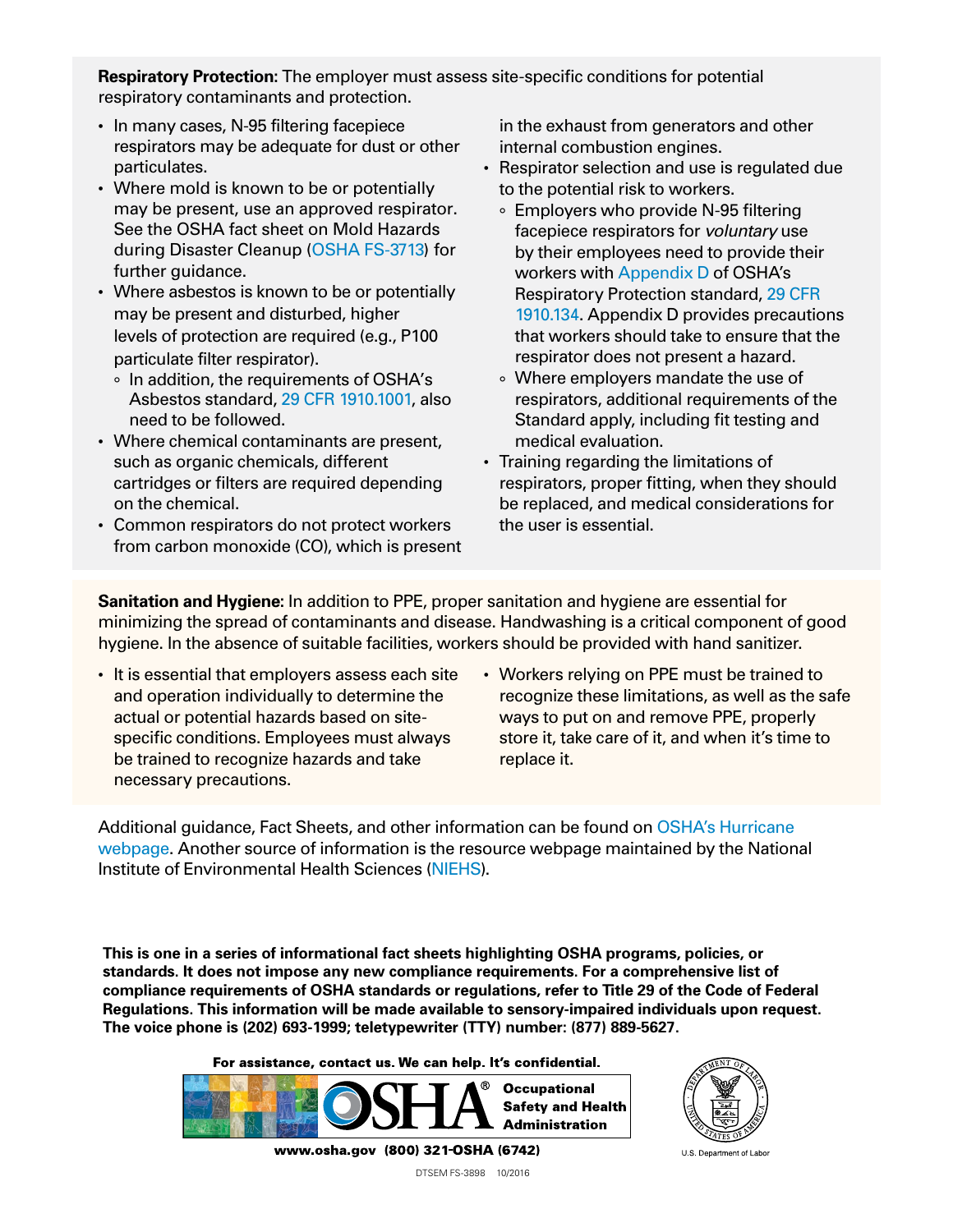**Respiratory Protection:** The employer must assess site-specific conditions for potential respiratory contaminants and protection.

- In many cases, N-95 filtering facepiece respirators may be adequate for dust or other particulates.
- Where mold is known to be or potentially may be present, use an approved respirator. See the OSHA fact sheet on Mold Hazards during Disaster Cleanup (OSHA FS-3713) for further guidance.
- Where asbestos is known to be or potentially may be present and disturbed, higher levels of protection are required (e.g., P100 particulate filter respirator).
  - In addition, the requirements of OSHA's Asbestos standard, 29 CFR 1910.1001, also need to be followed.
- Where chemical contaminants are present, such as organic chemicals, different cartridges or filters are required depending on the chemical.
- Common respirators do not protect workers from carbon monoxide (CO), which is present in the exhaust from generators and other internal combustion engines.
- Respirator selection and use is regulated due to the potential risk to workers.
  - Employers who provide N-95 filtering facepiece respirators for *voluntary* use by their employees need to provide their workers with Appendix D of OSHA's Respiratory Protection standard, 29 CFR 1910.134. Appendix D provides precautions that workers should take to ensure that the respirator does not present a hazard.
  - Where employers mandate the use of respirators, additional requirements of the Standard apply, including fit testing and medical evaluation.
- Training regarding the limitations of respirators, proper fitting, when they should be replaced, and medical considerations for the user is essential.

**Sanitation and Hygiene:** In addition to PPE, proper sanitation and hygiene are essential for minimizing the spread of contaminants and disease. Handwashing is a critical component of good hygiene. In the absence of suitable facilities, workers should be provided with hand sanitizer.

- It is essential that employers assess each site and operation individually to determine the actual or potential hazards based on site-specific conditions. Employees must always be trained to recognize hazards and take necessary precautions.
- Workers relying on PPE must be trained to recognize these limitations, as well as the safe ways to put on and remove PPE, properly store it, take care of it, and when it's time to replace it.

Additional guidance, Fact Sheets, and other information can be found on OSHA's Hurricane webpage. Another source of information is the resource webpage maintained by the National Institute of Environmental Health Sciences (NIEHS).

**This is one in a series of informational fact sheets highlighting OSHA programs, policies, or standards. It does not impose any new compliance requirements. For a comprehensive list of compliance requirements of OSHA standards or regulations, refer to Title 29 of the Code of Federal Regulations. This information will be made available to sensory-impaired individuals upon request. The voice phone is (202) 693-1999; teletypewriter (TTY) number: (877) 889-5627.**

**For assistance, contact us. We can help. It's confidential.**

OSHA® Occupational Safety and Health Administration

**www.osha.gov (800) 321-OSHA (6742)**

U.S. Department of Labor

DTSEM FS-3898 10/2016